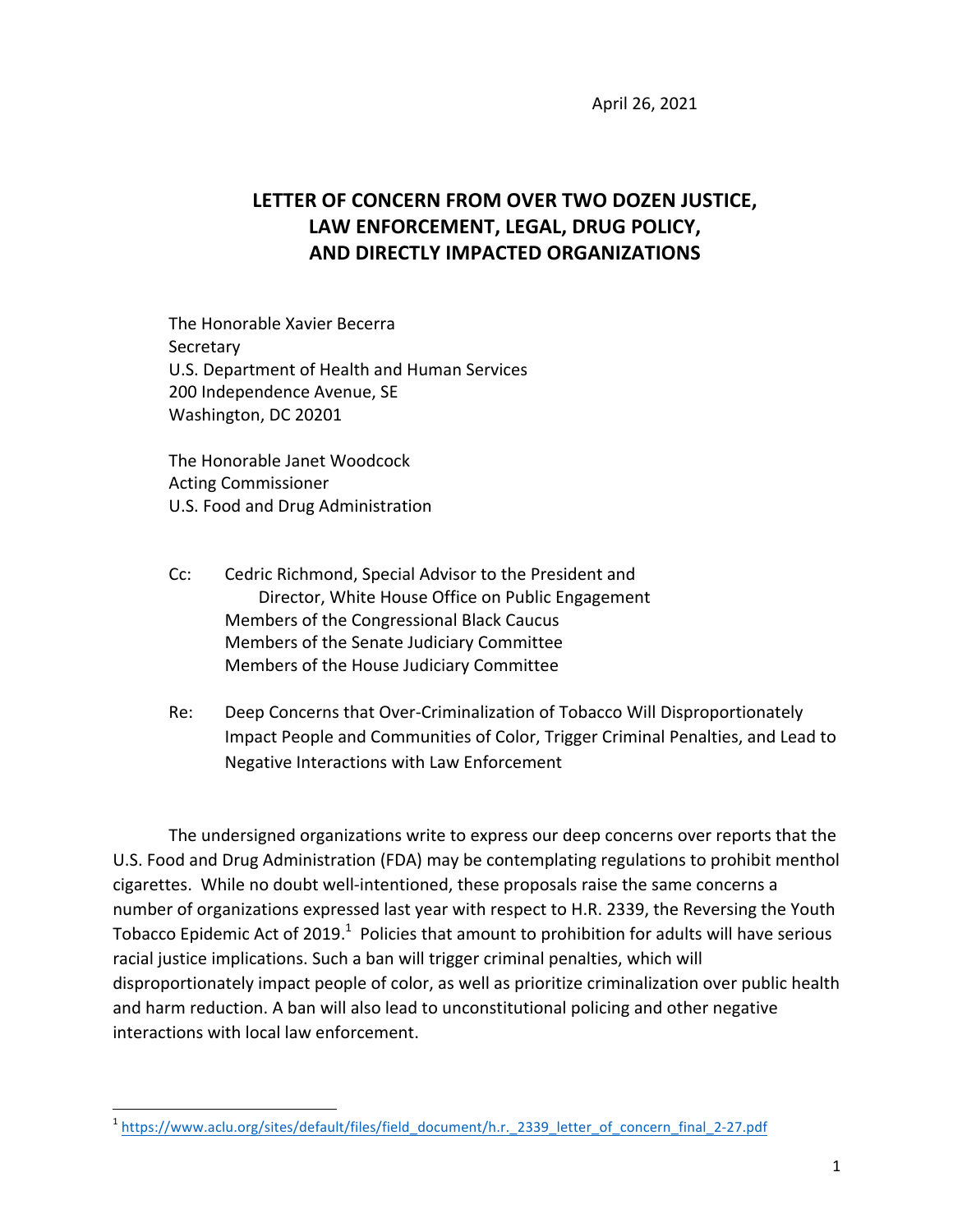April 26, 2021

# LETTER OF CONCERN FROM OVER TWO DOZEN JUSTICE, LAW ENFORCEMENT, LEGAL, DRUG POLICY, AND DIRECTLY IMPACTED ORGANIZATIONS

The Honorable Xavier Becerra
Secretary
U.S. Department of Health and Human Services
200 Independence Avenue, SE
Washington, DC 20201

The Honorable Janet Woodcock
Acting Commissioner
U.S. Food and Drug Administration

Cc: Cedric Richmond, Special Advisor to the President and Director, White House Office on Public Engagement
Members of the Congressional Black Caucus
Members of the Senate Judiciary Committee
Members of the House Judiciary Committee

Re: Deep Concerns that Over-Criminalization of Tobacco Will Disproportionately Impact People and Communities of Color, Trigger Criminal Penalties, and Lead to Negative Interactions with Law Enforcement

The undersigned organizations write to express our deep concerns over reports that the U.S. Food and Drug Administration (FDA) may be contemplating regulations to prohibit menthol cigarettes. While no doubt well-intentioned, these proposals raise the same concerns a number of organizations expressed last year with respect to H.R. 2339, the Reversing the Youth Tobacco Epidemic Act of 2019.[1] Policies that amount to prohibition for adults will have serious racial justice implications. Such a ban will trigger criminal penalties, which will disproportionately impact people of color, as well as prioritize criminalization over public health and harm reduction. A ban will also lead to unconstitutional policing and other negative interactions with local law enforcement.

[1] https://www.aclu.org/sites/default/files/field_document/h.r._2339_letter_of_concern_final_2-27.pdf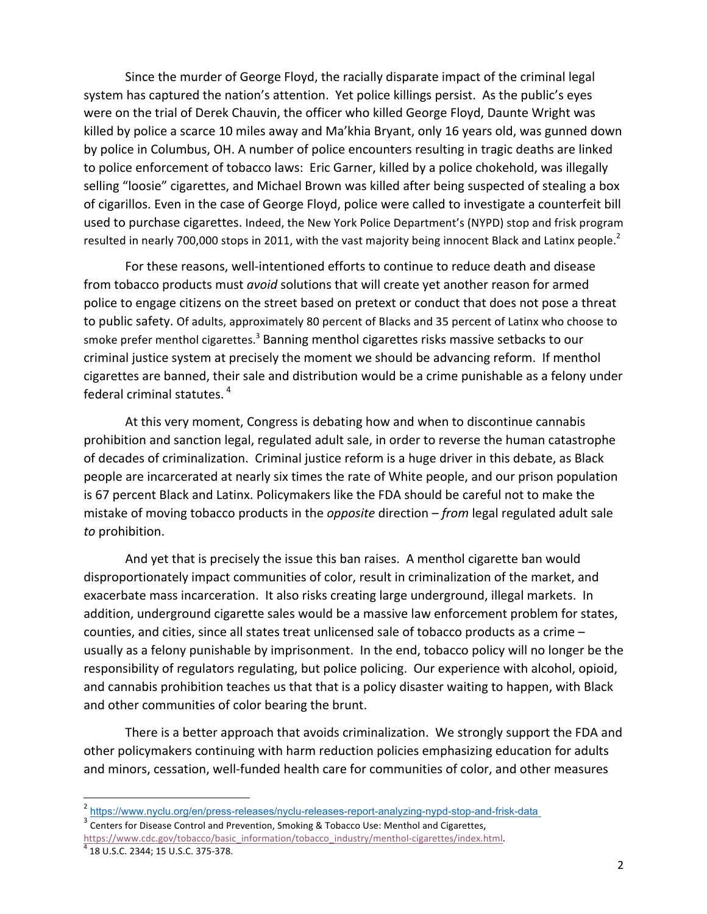Since the murder of George Floyd, the racially disparate impact of the criminal legal system has captured the nation's attention. Yet police killings persist. As the public's eyes were on the trial of Derek Chauvin, the officer who killed George Floyd, Daunte Wright was killed by police a scarce 10 miles away and Ma'khia Bryant, only 16 years old, was gunned down by police in Columbus, OH. A number of police encounters resulting in tragic deaths are linked to police enforcement of tobacco laws: Eric Garner, killed by a police chokehold, was illegally selling "loosie" cigarettes, and Michael Brown was killed after being suspected of stealing a box of cigarillos. Even in the case of George Floyd, police were called to investigate a counterfeit bill used to purchase cigarettes. Indeed, the New York Police Department's (NYPD) stop and frisk program resulted in nearly 700,000 stops in 2011, with the vast majority being innocent Black and Latinx people.[2]

For these reasons, well-intentioned efforts to continue to reduce death and disease from tobacco products must *avoid* solutions that will create yet another reason for armed police to engage citizens on the street based on pretext or conduct that does not pose a threat to public safety. Of adults, approximately 80 percent of Blacks and 35 percent of Latinx who choose to smoke prefer menthol cigarettes.[3] Banning menthol cigarettes risks massive setbacks to our criminal justice system at precisely the moment we should be advancing reform. If menthol cigarettes are banned, their sale and distribution would be a crime punishable as a felony under federal criminal statutes.[4]

At this very moment, Congress is debating how and when to discontinue cannabis prohibition and sanction legal, regulated adult sale, in order to reverse the human catastrophe of decades of criminalization. Criminal justice reform is a huge driver in this debate, as Black people are incarcerated at nearly six times the rate of White people, and our prison population is 67 percent Black and Latinx. Policymakers like the FDA should be careful not to make the mistake of moving tobacco products in the *opposite* direction – *from* legal regulated adult sale *to* prohibition.

And yet that is precisely the issue this ban raises. A menthol cigarette ban would disproportionately impact communities of color, result in criminalization of the market, and exacerbate mass incarceration. It also risks creating large underground, illegal markets. In addition, underground cigarette sales would be a massive law enforcement problem for states, counties, and cities, since all states treat unlicensed sale of tobacco products as a crime – usually as a felony punishable by imprisonment. In the end, tobacco policy will no longer be the responsibility of regulators regulating, but police policing. Our experience with alcohol, opioid, and cannabis prohibition teaches us that that is a policy disaster waiting to happen, with Black and other communities of color bearing the brunt.

There is a better approach that avoids criminalization. We strongly support the FDA and other policymakers continuing with harm reduction policies emphasizing education for adults and minors, cessation, well-funded health care for communities of color, and other measures

---

[2] https://www.nyclu.org/en/press-releases/nyclu-releases-report-analyzing-nypd-stop-and-frisk-data

[3] Centers for Disease Control and Prevention, Smoking & Tobacco Use: Menthol and Cigarettes, https://www.cdc.gov/tobacco/basic_information/tobacco_industry/menthol-cigarettes/index.html.

[4] 18 U.S.C. 2344; 15 U.S.C. 375-378.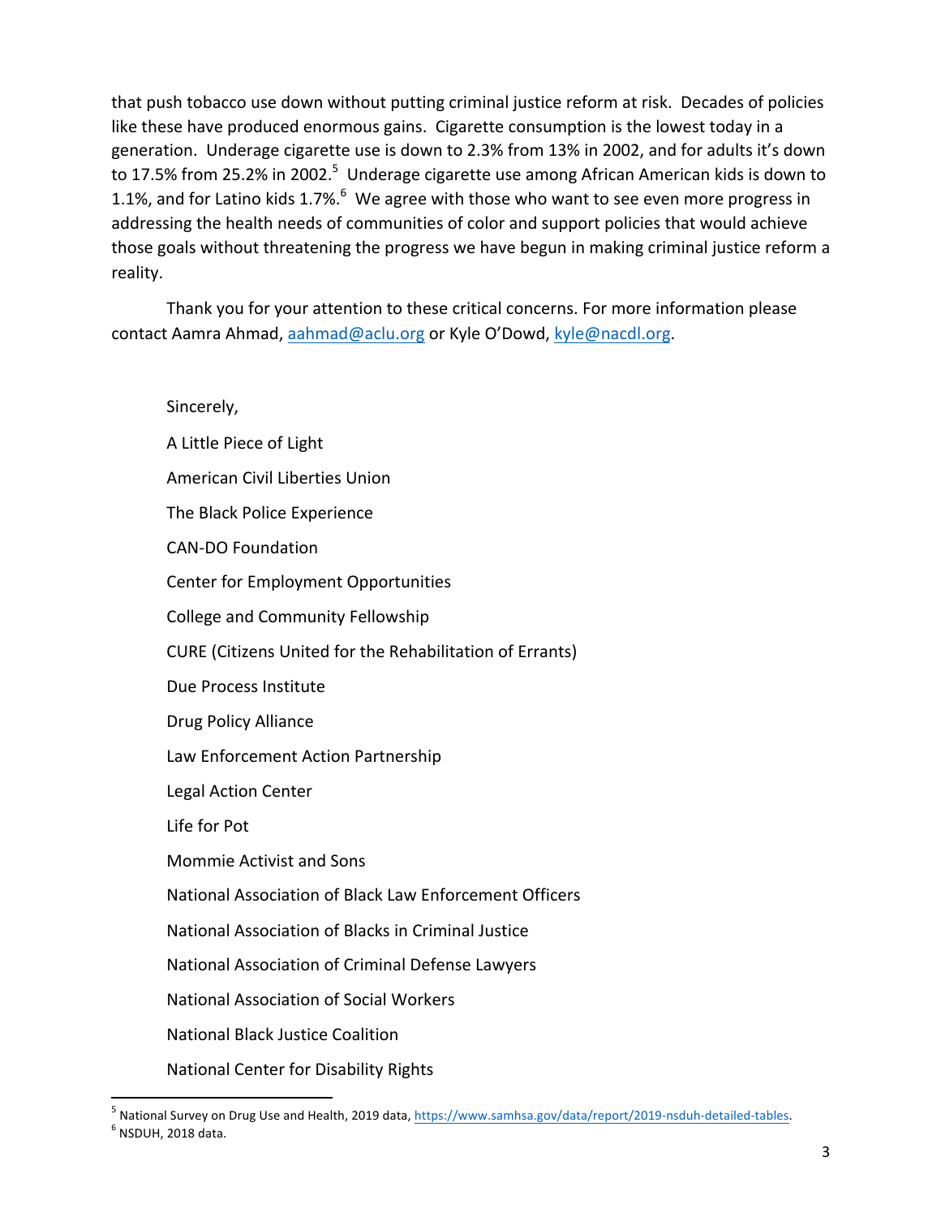that push tobacco use down without putting criminal justice reform at risk. Decades of policies like these have produced enormous gains. Cigarette consumption is the lowest today in a generation. Underage cigarette use is down to 2.3% from 13% in 2002, and for adults it's down to 17.5% from 25.2% in 2002.[5] Underage cigarette use among African American kids is down to 1.1%, and for Latino kids 1.7%.[6] We agree with those who want to see even more progress in addressing the health needs of communities of color and support policies that would achieve those goals without threatening the progress we have begun in making criminal justice reform a reality.

Thank you for your attention to these critical concerns. For more information please contact Aamra Ahmad, aahmad@aclu.org or Kyle O'Dowd, kyle@nacdl.org.

Sincerely,

A Little Piece of Light

American Civil Liberties Union

The Black Police Experience

CAN-DO Foundation

Center for Employment Opportunities

College and Community Fellowship

CURE (Citizens United for the Rehabilitation of Errants)

Due Process Institute

Drug Policy Alliance

Law Enforcement Action Partnership

Legal Action Center

Life for Pot

Mommie Activist and Sons

National Association of Black Law Enforcement Officers

National Association of Blacks in Criminal Justice

National Association of Criminal Defense Lawyers

National Association of Social Workers

National Black Justice Coalition

National Center for Disability Rights

---

[5] National Survey on Drug Use and Health, 2019 data, https://www.samhsa.gov/data/report/2019-nsduh-detailed-tables.

[6] NSDUH, 2018 data.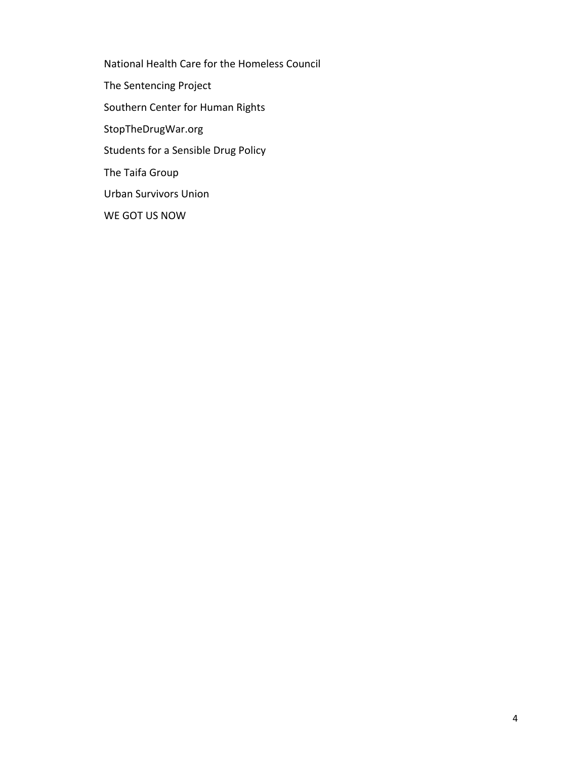National Health Care for the Homeless Council

The Sentencing Project

Southern Center for Human Rights

StopTheDrugWar.org

Students for a Sensible Drug Policy

The Taifa Group

Urban Survivors Union

WE GOT US NOW